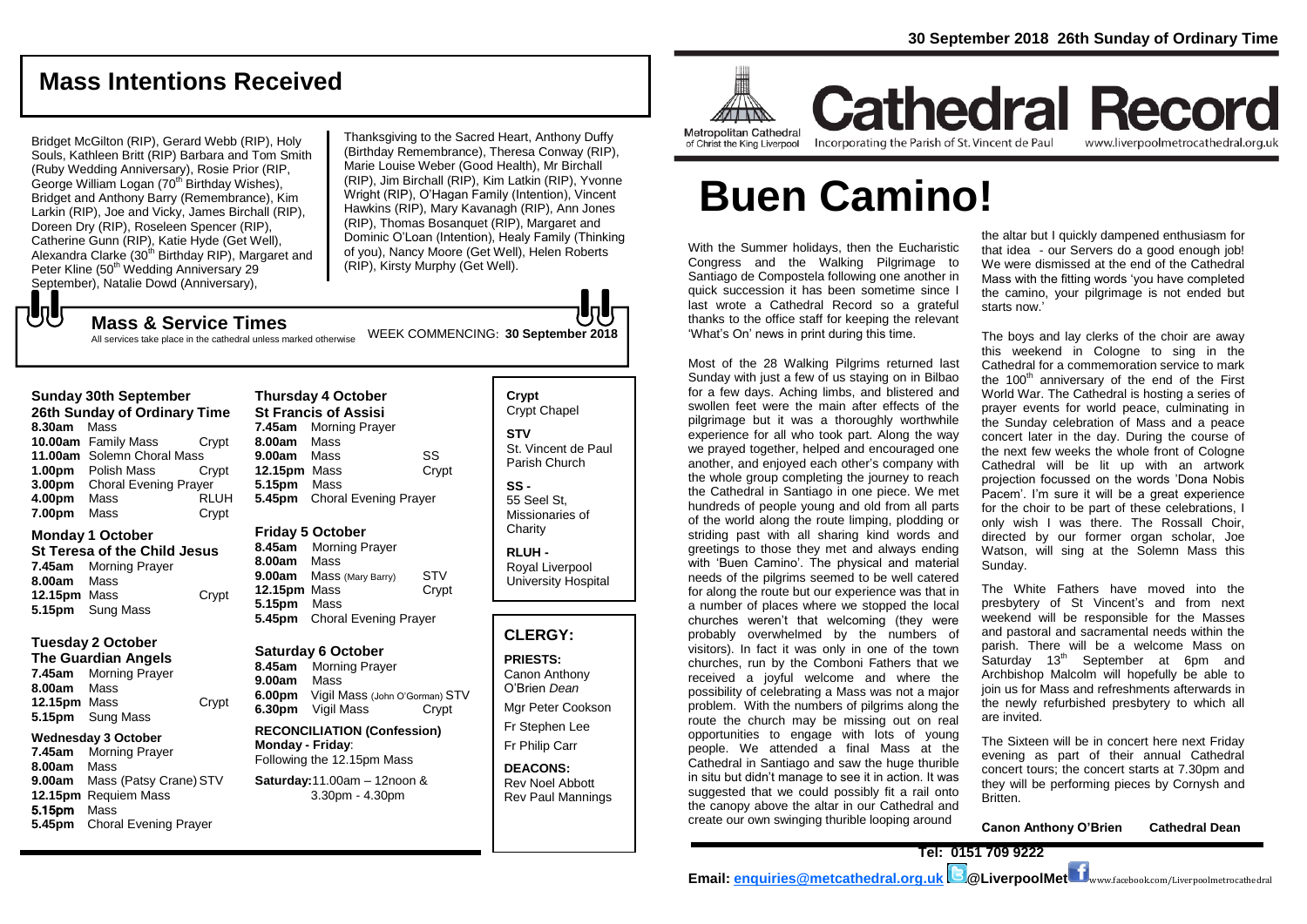# Mass Intentions Received

Bridget McGilton (RIP), Gerard Webb (RIP), Holy Souls, Kathleen Britt (RIP) Barbara and Tom Smith (Ruby Wedding Anniversary), Rosie Prior (RIP, George William Logan (70th Birthday Wishes), Bridget and Anthony Barry (Remembrance), Kim Larkin (RIP), Joe and Vicky, James Birchall (RIP), Doreen Dry (RIP), Roseleen Spencer (RIP), Catherine Gunn (RIP), Katie Hyde (Get Well), Alexandra Clarke (30th Birthday RIP), Margaret and Peter Kline (50th Wedding Anniversary 29 September), Natalie Dowd (Anniversary), Thanksgiving to the Sacred Heart, Anthony Duffy (Birthday Remembrance), Theresa Conway (RIP), Marie Louise Weber (Good Health), Mr Birchall (RIP), Jim Birchall (RIP), Kim Latkin (RIP), Yvonne Wright (RIP), O'Hagan Family (Intention), Vincent Hawkins (RIP), Mary Kavanagh (RIP), Ann Jones (RIP), Thomas Bosanquet (RIP), Margaret and Dominic O'Loan (Intention), Healy Family (Thinking of you), Nancy Moore (Get Well), Helen Roberts (RIP), Kirsty Murphy (Get Well).

## Mass & Service Times

All services take place in the cathedral unless marked otherwise

WEEK COMMENCING: **30 September 2018**

### Sunday 30th September
**26th Sunday of Ordinary Time**

| | | |
|---|---|---|
| **8.30am** | Mass | |
| **10.00am** | Family Mass | Crypt |
| **11.00am** | Solemn Choral Mass | |
| **1.00pm** | Polish Mass | Crypt |
| **3.00pm** | Choral Evening Prayer | |
| **4.00pm** | Mass | RLUH |
| **7.00pm** | Mass | Crypt |

### Monday 1 October
**St Teresa of the Child Jesus**

| | | |
|---|---|---|
| **7.45am** | Morning Prayer | |
| **8.00am** | Mass | |
| **12.15pm** | Mass | Crypt |
| **5.15pm** | Sung Mass | |

### Tuesday 2 October
**The Guardian Angels**

| | | |
|---|---|---|
| **7.45am** | Morning Prayer | |
| **8.00am** | Mass | |
| **12.15pm** | Mass | Crypt |
| **5.15pm** | Sung Mass | |

### Wednesday 3 October

| | | |
|---|---|---|
| **7.45am** | Morning Prayer | |
| **8.00am** | Mass | |
| **9.00am** | Mass (Patsy Crane) | STV |
| **12.15pm** | Requiem Mass | |
| **5.15pm** | Mass | |
| **5.45pm** | Choral Evening Prayer | |

### Thursday 4 October
**St Francis of Assisi**

| | | |
|---|---|---|
| **7.45am** | Morning Prayer | |
| **8.00am** | Mass | |
| **9.00am** | Mass | SS |
| **12.15pm** | Mass | Crypt |
| **5.15pm** | Mass | |
| **5.45pm** | Choral Evening Prayer | |

### Friday 5 October

| | | |
|---|---|---|
| **8.45am** | Morning Prayer | |
| **8.00am** | Mass | |
| **9.00am** | Mass (Mary Barry) | STV |
| **12.15pm** | Mass | Crypt |
| **5.15pm** | Mass | |
| **5.45pm** | Choral Evening Prayer | |

### Saturday 6 October

| | | |
|---|---|---|
| **8.45am** | Morning Prayer | |
| **9.00am** | Mass | |
| **6.00pm** | Vigil Mass (John O'Gorman) | STV |
| **6.30pm** | Vigil Mass | Crypt |

**RECONCILIATION (Confession)**
**Monday - Friday**: Following the 12.15pm Mass
**Saturday:** 11.00am – 12noon & 3.30pm - 4.30pm

**Crypt** Crypt Chapel
**STV** St. Vincent de Paul Parish Church
**SS -** 55 Seel St, Missionaries of Charity
**RLUH -** Royal Liverpool University Hospital

## CLERGY:

**PRIESTS:**
Canon Anthony O'Brien *Dean*
Mgr Peter Cookson
Fr Stephen Lee
Fr Philip Carr

**DEACONS:**
Rev Noel Abbott
Rev Paul Mannings

**30 September 2018 26th Sunday of Ordinary Time**

Metropolitan Cathedral of Christ the King Liverpool

# Cathedral Record

Incorporating the Parish of St. Vincent de Paul www.liverpoolmetrocathedral.org.uk

# Buen Camino!

With the Summer holidays, then the Eucharistic Congress and the Walking Pilgrimage to Santiago de Compostela following one another in quick succession it has been sometime since I last wrote a Cathedral Record so a grateful thanks to the office staff for keeping the relevant 'What's On' news in print during this time.

Most of the 28 Walking Pilgrims returned last Sunday with just a few of us staying on in Bilbao for a few days. Aching limbs, and blistered and swollen feet were the main after effects of the pilgrimage but it was a thoroughly worthwhile experience for all who took part. Along the way we prayed together, helped and encouraged one another, and enjoyed each other's company with the whole group completing the journey to reach the Cathedral in Santiago in one piece. We met hundreds of people young and old from all parts of the world along the route limping, plodding or striding past with all sharing kind words and greetings to those they met and always ending with 'Buen Camino'. The physical and material needs of the pilgrims seemed to be well catered for along the route but our experience was that in a number of places where we stopped the local churches weren't that welcoming (they were probably overwhelmed by the numbers of visitors). In fact it was only in one of the town churches, run by the Comboni Fathers that we received a joyful welcome and where the possibility of celebrating a Mass was not a major problem. With the numbers of pilgrims along the route the church may be missing out on real opportunities to engage with lots of young people. We attended a final Mass at the Cathedral in Santiago and saw the huge thurible in situ but didn't manage to see it in action. It was suggested that we could possibly fit a rail onto the canopy above the altar in our Cathedral and create our own swinging thurible looping around the altar but I quickly dampened enthusiasm for that idea - our Servers do a good enough job! We were dismissed at the end of the Cathedral Mass with the fitting words 'you have completed the camino, your pilgrimage is not ended but starts now.'

The boys and lay clerks of the choir are away this weekend in Cologne to sing in the Cathedral for a commemoration service to mark the 100th anniversary of the end of the First World War. The Cathedral is hosting a series of prayer events for world peace, culminating in the Sunday celebration of Mass and a peace concert later in the day. During the course of the next few weeks the whole front of Cologne Cathedral will be lit up with an artwork projection focussed on the words 'Dona Nobis Pacem'. I'm sure it will be a great experience for the choir to be part of these celebrations, I only wish I was there. The Rossall Choir, directed by our former organ scholar, Joe Watson, will sing at the Solemn Mass this Sunday.

The White Fathers have moved into the presbytery of St Vincent's and from next weekend will be responsible for the Masses and pastoral and sacramental needs within the parish. There will be a welcome Mass on Saturday 13th September at 6pm and Archbishop Malcolm will hopefully be able to join us for Mass and refreshments afterwards in the newly refurbished presbytery to which all are invited.

The Sixteen will be in concert here next Friday evening as part of their annual Cathedral concert tours; the concert starts at 7.30pm and they will be performing pieces by Cornysh and Britten.

**Canon Anthony O'Brien Cathedral Dean**

**Tel: 0151 709 9222**
**Email: enquiries@metcathedral.org.uk @LiverpoolMet** www.facebook.com/Liverpoolmetrocathedral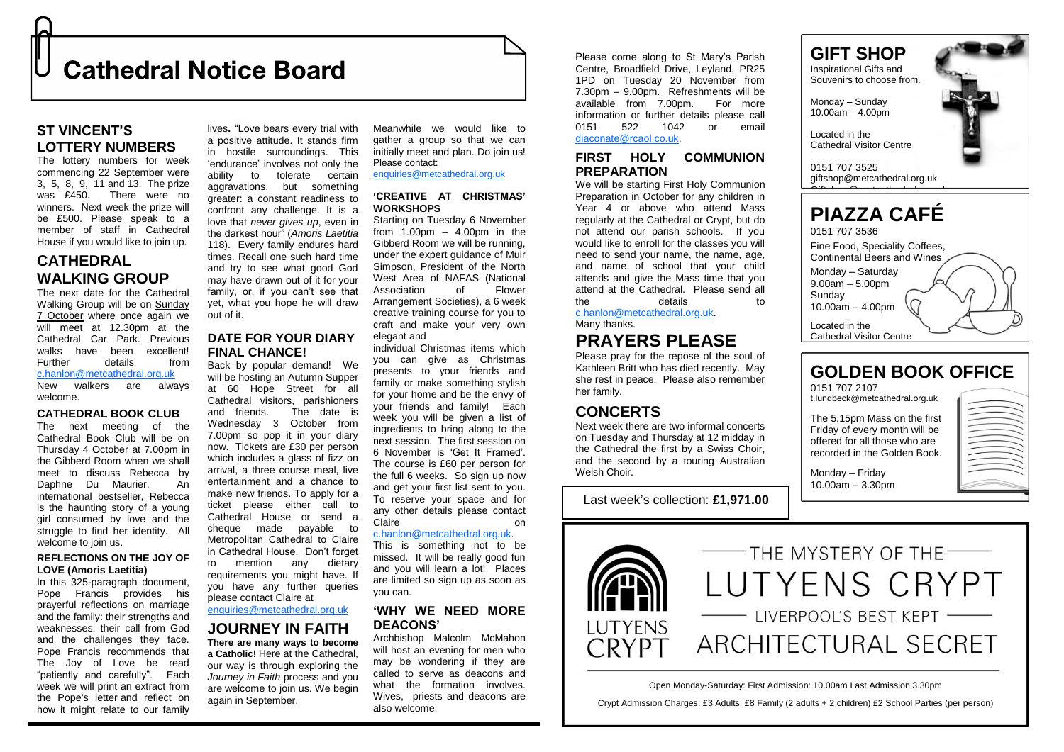# Cathedral Notice Board

## ST VINCENT'S LOTTERY NUMBERS

The lottery numbers for week commencing 22 September were 3, 5, 8, 9, 11 and 13. The prize was £450. There were no winners. Next week the prize will be £500. Please speak to a member of staff in Cathedral House if you would like to join up.

## CATHEDRAL WALKING GROUP

The next date for the Cathedral Walking Group will be on Sunday 7 October where once again we will meet at 12.30pm at the Cathedral Car Park. Previous walks have been excellent! Further details from c.hanlon@metcathedral.org.uk

New walkers are always welcome.

### CATHEDRAL BOOK CLUB

The next meeting of the Cathedral Book Club will be on Thursday 4 October at 7.00pm in the Gibberd Room when we shall meet to discuss Rebecca by Daphne Du Maurier. An international bestseller, Rebecca is the haunting story of a young girl consumed by love and the struggle to find her identity. All welcome to join us.

#### REFLECTIONS ON THE JOY OF LOVE (Amoris Laetitia)

In this 325-paragraph document, Pope Francis provides his prayerful reflections on marriage and the family: their strengths and weaknesses, their call from God and the challenges they face. Pope Francis recommends that The Joy of Love be read "patiently and carefully". Each week we will print an extract from the Pope's letter and reflect on how it might relate to our family lives. "Love bears every trial with a positive attitude. It stands firm in hostile surroundings. This 'endurance' involves not only the ability to tolerate certain aggravations, but something greater: a constant readiness to confront any challenge. It is a love that *never gives up*, even in the darkest hour" (*Amoris Laetitia* 118). Every family endures hard times. Recall one such hard time and try to see what good God may have drawn out of it for your family, or, if you can't see that yet, what you hope he will draw out of it.

### DATE FOR YOUR DIARY FINAL CHANCE!

Back by popular demand! We will be hosting an Autumn Supper at 60 Hope Street for all Cathedral visitors, parishioners and friends. The date is Wednesday 3 October from 7.00pm so pop it in your diary now. Tickets are £30 per person which includes a glass of fizz on arrival, a three course meal, live entertainment and a chance to make new friends. To apply for a ticket please either call to Cathedral House or send a cheque made payable to Metropolitan Cathedral to Claire in Cathedral House. Don't forget to mention any dietary requirements you might have. If you have any further queries please contact Claire at enquiries@metcathedral.org.uk

## JOURNEY IN FAITH

**There are many ways to become a Catholic!** Here at the Cathedral, our way is through exploring the *Journey in Faith* process and you are welcome to join us. We begin again in September.

Meanwhile we would like to gather a group so that we can initially meet and plan. Do join us! Please contact:
enquiries@metcathedral.org.uk

#### 'CREATIVE AT CHRISTMAS' WORKSHOPS

Starting on Tuesday 6 November from 1.00pm – 4.00pm in the Gibberd Room we will be running, under the expert guidance of Muir Simpson, President of the North West Area of NAFAS (National Association of Flower Arrangement Societies), a 6 week creative training course for you to craft and make your very own elegant and individual Christmas items which you can give as Christmas presents to your friends and family or make something stylish for your home and be the envy of your friends and family! Each week you will be given a list of ingredients to bring along to the next session. The first session on 6 November is 'Get It Framed'. The course is £60 per person for the full 6 weeks. So sign up now and get your first list sent to you. To reserve your space and for any other details please contact Claire on c.hanlon@metcathedral.org.uk.

This is something not to be missed. It will be really good fun and you will learn a lot! Places are limited so sign up as soon as you can.

### 'WHY WE NEED MORE DEACONS'

Archbishop Malcolm McMahon will host an evening for men who may be wondering if they are called to serve as deacons and what the formation involves. Wives, priests and deacons are also welcome.

Please come along to St Mary's Parish Centre, Broadfield Drive, Leyland, PR25 1PD on Tuesday 20 November from 7.30pm – 9.00pm. Refreshments will be available from 7.00pm. For more information or further details please call 0151 522 1042 or email diaconate@rcaol.co.uk.

### FIRST HOLY COMMUNION PREPARATION

We will be starting First Holy Communion Preparation in October for any children in Year 4 or above who attend Mass regularly at the Cathedral or Crypt, but do not attend our parish schools. If you would like to enroll for the classes you will need to send your name, the name, age, and name of school that your child attends and give the Mass time that you attend at the Cathedral. Please send all the details to c.hanlon@metcathedral.org.uk.

Many thanks.

## PRAYERS PLEASE

Please pray for the repose of the soul of Kathleen Britt who has died recently. May she rest in peace. Please also remember her family.

## CONCERTS

Next week there are two informal concerts on Tuesday and Thursday at 12 midday in the Cathedral the first by a Swiss Choir, and the second by a touring Australian Welsh Choir.

Last week's collection: **£1,971.00**

## GIFT SHOP

Inspirational Gifts and Souvenirs to choose from.

Monday – Sunday
10.00am – 4.00pm

Located in the Cathedral Visitor Centre

0151 707 3525
giftshop@metcathedral.org.uk

## PIAZZA CAFÉ

0151 707 3536

Fine Food, Speciality Coffees, Continental Beers and Wines

Monday – Saturday
9.00am – 5.00pm
Sunday
10.00am – 4.00pm

Located in the Cathedral Visitor Centre

## GOLDEN BOOK OFFICE

0151 707 2107
t.lundbeck@metcathedral.org.uk

The 5.15pm Mass on the first Friday of every month will be offered for all those who are recorded in the Golden Book.

Monday – Friday
10.00am – 3.30pm

LUTYENS CRYPT

THE MYSTERY OF THE LUTYENS CRYPT

LIVERPOOL'S BEST KEPT ARCHITECTURAL SECRET

Open Monday-Saturday: First Admission: 10.00am Last Admission 3.30pm

Crypt Admission Charges: £3 Adults, £8 Family (2 adults + 2 children) £2 School Parties (per person)